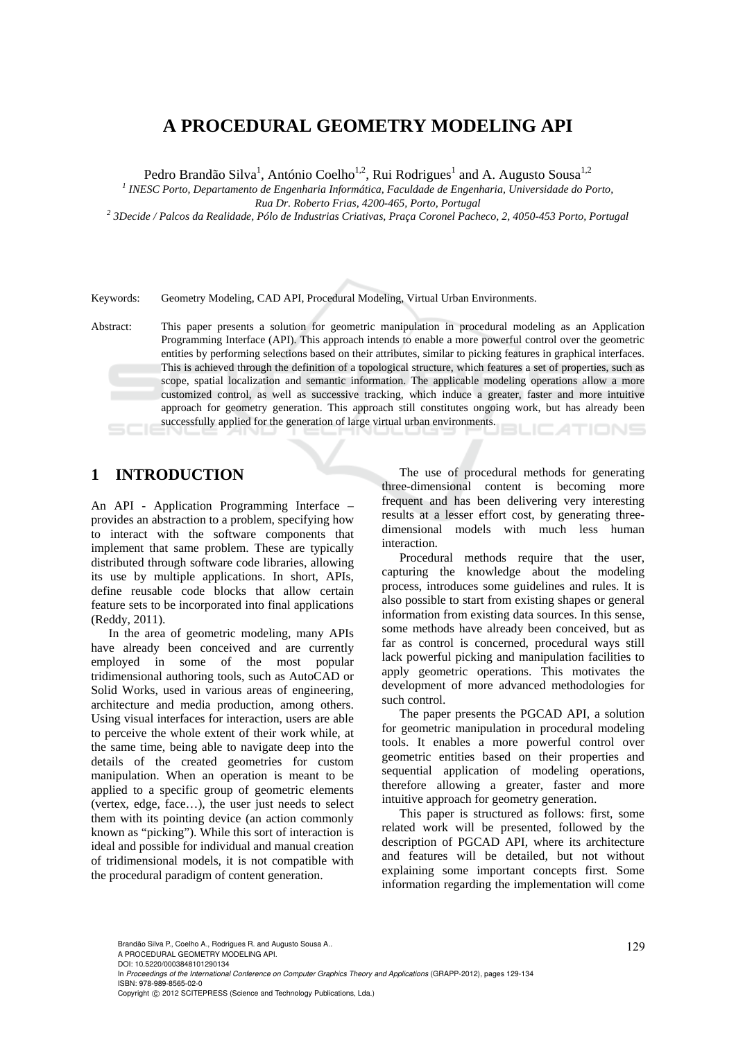# A PROCEDURAL GEOMETRY MODELING API

Pedro Brandão Silva[1], António Coelho[1,2], Rui Rodrigues[1] and A. Augusto Sousa[1,2]

[1] *INESC Porto, Departamento de Engenharia Informática, Faculdade de Engenharia, Universidade do Porto, Rua Dr. Roberto Frias, 4200-465, Porto, Portugal*

[2] *3Decide / Palcos da Realidade, Pólo de Industrias Criativas, Praça Coronel Pacheco, 2, 4050-453 Porto, Portugal*

Keywords: Geometry Modeling, CAD API, Procedural Modeling, Virtual Urban Environments.

Abstract: This paper presents a solution for geometric manipulation in procedural modeling as an Application Programming Interface (API). This approach intends to enable a more powerful control over the geometric entities by performing selections based on their attributes, similar to picking features in graphical interfaces. This is achieved through the definition of a topological structure, which features a set of properties, such as scope, spatial localization and semantic information. The applicable modeling operations allow a more customized control, as well as successive tracking, which induce a greater, faster and more intuitive approach for geometry generation. This approach still constitutes ongoing work, but has already been successfully applied for the generation of large virtual urban environments.

## 1 INTRODUCTION

An API - Application Programming Interface – provides an abstraction to a problem, specifying how to interact with the software components that implement that same problem. These are typically distributed through software code libraries, allowing its use by multiple applications. In short, APIs, define reusable code blocks that allow certain feature sets to be incorporated into final applications (Reddy, 2011).

In the area of geometric modeling, many APIs have already been conceived and are currently employed in some of the most popular tridimensional authoring tools, such as AutoCAD or Solid Works, used in various areas of engineering, architecture and media production, among others. Using visual interfaces for interaction, users are able to perceive the whole extent of their work while, at the same time, being able to navigate deep into the details of the created geometries for custom manipulation. When an operation is meant to be applied to a specific group of geometric elements (vertex, edge, face…), the user just needs to select them with its pointing device (an action commonly known as "picking"). While this sort of interaction is ideal and possible for individual and manual creation of tridimensional models, it is not compatible with the procedural paradigm of content generation.

The use of procedural methods for generating three-dimensional content is becoming more frequent and has been delivering very interesting results at a lesser effort cost, by generating three-dimensional models with much less human interaction.

Procedural methods require that the user, capturing the knowledge about the modeling process, introduces some guidelines and rules. It is also possible to start from existing shapes or general information from existing data sources. In this sense, some methods have already been conceived, but as far as control is concerned, procedural ways still lack powerful picking and manipulation facilities to apply geometric operations. This motivates the development of more advanced methodologies for such control.

The paper presents the PGCAD API, a solution for geometric manipulation in procedural modeling tools. It enables a more powerful control over geometric entities based on their properties and sequential application of modeling operations, therefore allowing a greater, faster and more intuitive approach for geometry generation.

This paper is structured as follows: first, some related work will be presented, followed by the description of PGCAD API, where its architecture and features will be detailed, but not without explaining some important concepts first. Some information regarding the implementation will come

Brandão Silva P., Coelho A., Rodrigues R. and Augusto Sousa A..
A PROCEDURAL GEOMETRY MODELING API.
DOI: 10.5220/0003848101290134
In *Proceedings of the International Conference on Computer Graphics Theory and Applications* (GRAPP-2012), pages 129-134
ISBN: 978-989-8565-02-0
Copyright © 2012 SCITEPRESS (Science and Technology Publications, Lda.)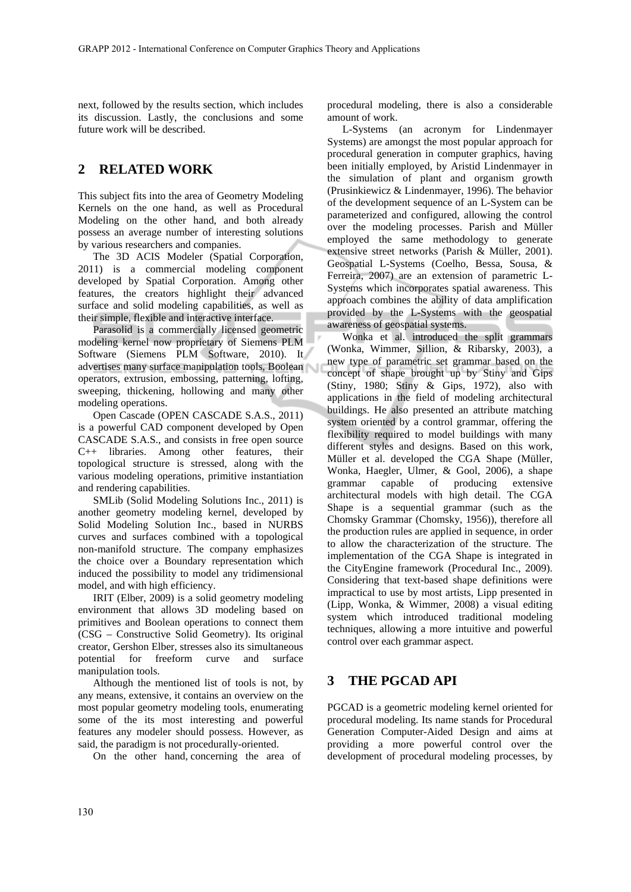next, followed by the results section, which includes its discussion. Lastly, the conclusions and some future work will be described.

## 2 RELATED WORK

This subject fits into the area of Geometry Modeling Kernels on the one hand, as well as Procedural Modeling on the other hand, and both already possess an average number of interesting solutions by various researchers and companies.

The 3D ACIS Modeler (Spatial Corporation, 2011) is a commercial modeling component developed by Spatial Corporation. Among other features, the creators highlight their advanced surface and solid modeling capabilities, as well as their simple, flexible and interactive interface.

Parasolid is a commercially licensed geometric modeling kernel now proprietary of Siemens PLM Software (Siemens PLM Software, 2010). It advertises many surface manipulation tools, Boolean operators, extrusion, embossing, patterning, lofting, sweeping, thickening, hollowing and many other modeling operations.

Open Cascade (OPEN CASCADE S.A.S., 2011) is a powerful CAD component developed by Open CASCADE S.A.S., and consists in free open source C++ libraries. Among other features, their topological structure is stressed, along with the various modeling operations, primitive instantiation and rendering capabilities.

SMLib (Solid Modeling Solutions Inc., 2011) is another geometry modeling kernel, developed by Solid Modeling Solution Inc., based in NURBS curves and surfaces combined with a topological non-manifold structure. The company emphasizes the choice over a Boundary representation which induced the possibility to model any tridimensional model, and with high efficiency.

IRIT (Elber, 2009) is a solid geometry modeling environment that allows 3D modeling based on primitives and Boolean operations to connect them (CSG – Constructive Solid Geometry). Its original creator, Gershon Elber, stresses also its simultaneous potential for freeform curve and surface manipulation tools.

Although the mentioned list of tools is not, by any means, extensive, it contains an overview on the most popular geometry modeling tools, enumerating some of the its most interesting and powerful features any modeler should possess. However, as said, the paradigm is not procedurally-oriented.

On the other hand, concerning the area of procedural modeling, there is also a considerable amount of work.

L-Systems (an acronym for Lindenmayer Systems) are amongst the most popular approach for procedural generation in computer graphics, having been initially employed, by Aristid Lindenmayer in the simulation of plant and organism growth (Prusinkiewicz & Lindenmayer, 1996). The behavior of the development sequence of an L-System can be parameterized and configured, allowing the control over the modeling processes. Parish and Müller employed the same methodology to generate extensive street networks (Parish & Müller, 2001). Geospatial L-Systems (Coelho, Bessa, Sousa, & Ferreira, 2007) are an extension of parametric L-Systems which incorporates spatial awareness. This approach combines the ability of data amplification provided by the L-Systems with the geospatial awareness of geospatial systems.

Wonka et al. introduced the split grammars (Wonka, Wimmer, Sillion, & Ribarsky, 2003), a new type of parametric set grammar based on the concept of shape brought up by Stiny and Gips (Stiny, 1980; Stiny & Gips, 1972), also with applications in the field of modeling architectural buildings. He also presented an attribute matching system oriented by a control grammar, offering the flexibility required to model buildings with many different styles and designs. Based on this work, Müller et al. developed the CGA Shape (Müller, Wonka, Haegler, Ulmer, & Gool, 2006), a shape grammar capable of producing extensive architectural models with high detail. The CGA Shape is a sequential grammar (such as the Chomsky Grammar (Chomsky, 1956)), therefore all the production rules are applied in sequence, in order to allow the characterization of the structure. The implementation of the CGA Shape is integrated in the CityEngine framework (Procedural Inc., 2009). Considering that text-based shape definitions were impractical to use by most artists, Lipp presented in (Lipp, Wonka, & Wimmer, 2008) a visual editing system which introduced traditional modeling techniques, allowing a more intuitive and powerful control over each grammar aspect.

## 3 THE PGCAD API

PGCAD is a geometric modeling kernel oriented for procedural modeling. Its name stands for Procedural Generation Computer-Aided Design and aims at providing a more powerful control over the development of procedural modeling processes, by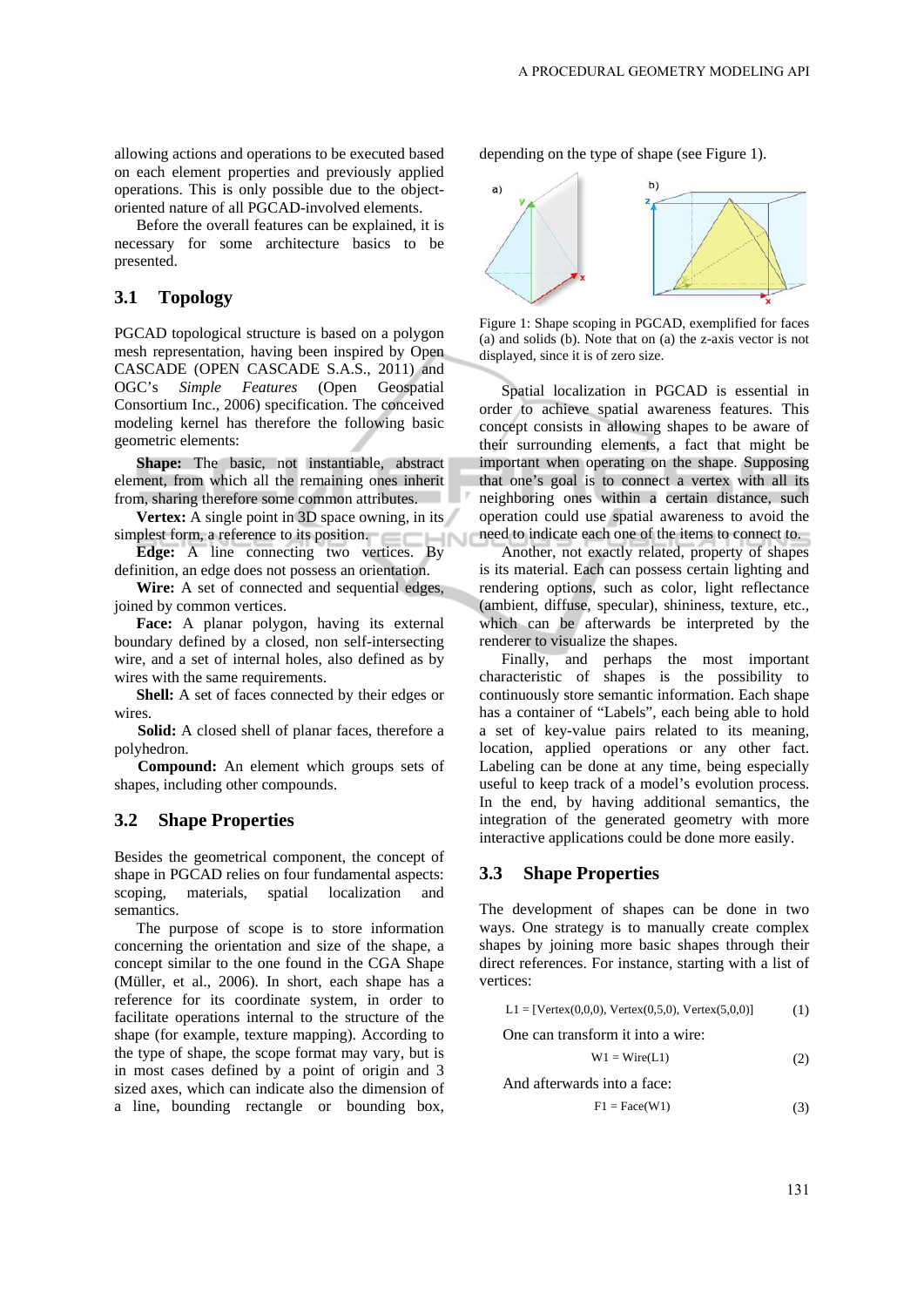allowing actions and operations to be executed based on each element properties and previously applied operations. This is only possible due to the object-oriented nature of all PGCAD-involved elements.

Before the overall features can be explained, it is necessary for some architecture basics to be presented.

## 3.1 Topology

PGCAD topological structure is based on a polygon mesh representation, having been inspired by Open CASCADE (OPEN CASCADE S.A.S., 2011) and OGC's *Simple Features* (Open Geospatial Consortium Inc., 2006) specification. The conceived modeling kernel has therefore the following basic geometric elements:

**Shape:** The basic, not instantiable, abstract element, from which all the remaining ones inherit from, sharing therefore some common attributes.

**Vertex:** A single point in 3D space owning, in its simplest form, a reference to its position.

**Edge:** A line connecting two vertices. By definition, an edge does not possess an orientation.

**Wire:** A set of connected and sequential edges, joined by common vertices.

**Face:** A planar polygon, having its external boundary defined by a closed, non self-intersecting wire, and a set of internal holes, also defined as by wires with the same requirements.

**Shell:** A set of faces connected by their edges or wires.

**Solid:** A closed shell of planar faces, therefore a polyhedron.

**Compound:** An element which groups sets of shapes, including other compounds.

## 3.2 Shape Properties

Besides the geometrical component, the concept of shape in PGCAD relies on four fundamental aspects: scoping, materials, spatial localization and semantics.

The purpose of scope is to store information concerning the orientation and size of the shape, a concept similar to the one found in the CGA Shape (Müller, et al., 2006). In short, each shape has a reference for its coordinate system, in order to facilitate operations internal to the structure of the shape (for example, texture mapping). According to the type of shape, the scope format may vary, but is in most cases defined by a point of origin and 3 sized axes, which can indicate also the dimension of a line, bounding rectangle or bounding box, depending on the type of shape (see Figure 1).

Figure 1: Shape scoping in PGCAD, exemplified for faces (a) and solids (b). Note that on (a) the z-axis vector is not displayed, since it is of zero size.

Spatial localization in PGCAD is essential in order to achieve spatial awareness features. This concept consists in allowing shapes to be aware of their surrounding elements, a fact that might be important when operating on the shape. Supposing that one's goal is to connect a vertex with all its neighboring ones within a certain distance, such operation could use spatial awareness to avoid the need to indicate each one of the items to connect to.

Another, not exactly related, property of shapes is its material. Each can possess certain lighting and rendering options, such as color, light reflectance (ambient, diffuse, specular), shininess, texture, etc., which can be afterwards be interpreted by the renderer to visualize the shapes.

Finally, and perhaps the most important characteristic of shapes is the possibility to continuously store semantic information. Each shape has a container of "Labels", each being able to hold a set of key-value pairs related to its meaning, location, applied operations or any other fact. Labeling can be done at any time, being especially useful to keep track of a model's evolution process. In the end, by having additional semantics, the integration of the generated geometry with more interactive applications could be done more easily.

## 3.3 Shape Properties

The development of shapes can be done in two ways. One strategy is to manually create complex shapes by joining more basic shapes through their direct references. For instance, starting with a list of vertices:

L1 = [Vertex(0,0,0), Vertex(0,5,0), Vertex(5,0,0)] (1)

One can transform it into a wire:

W1 = Wire(L1) (2)

And afterwards into a face:

F1 = Face(W1) (3)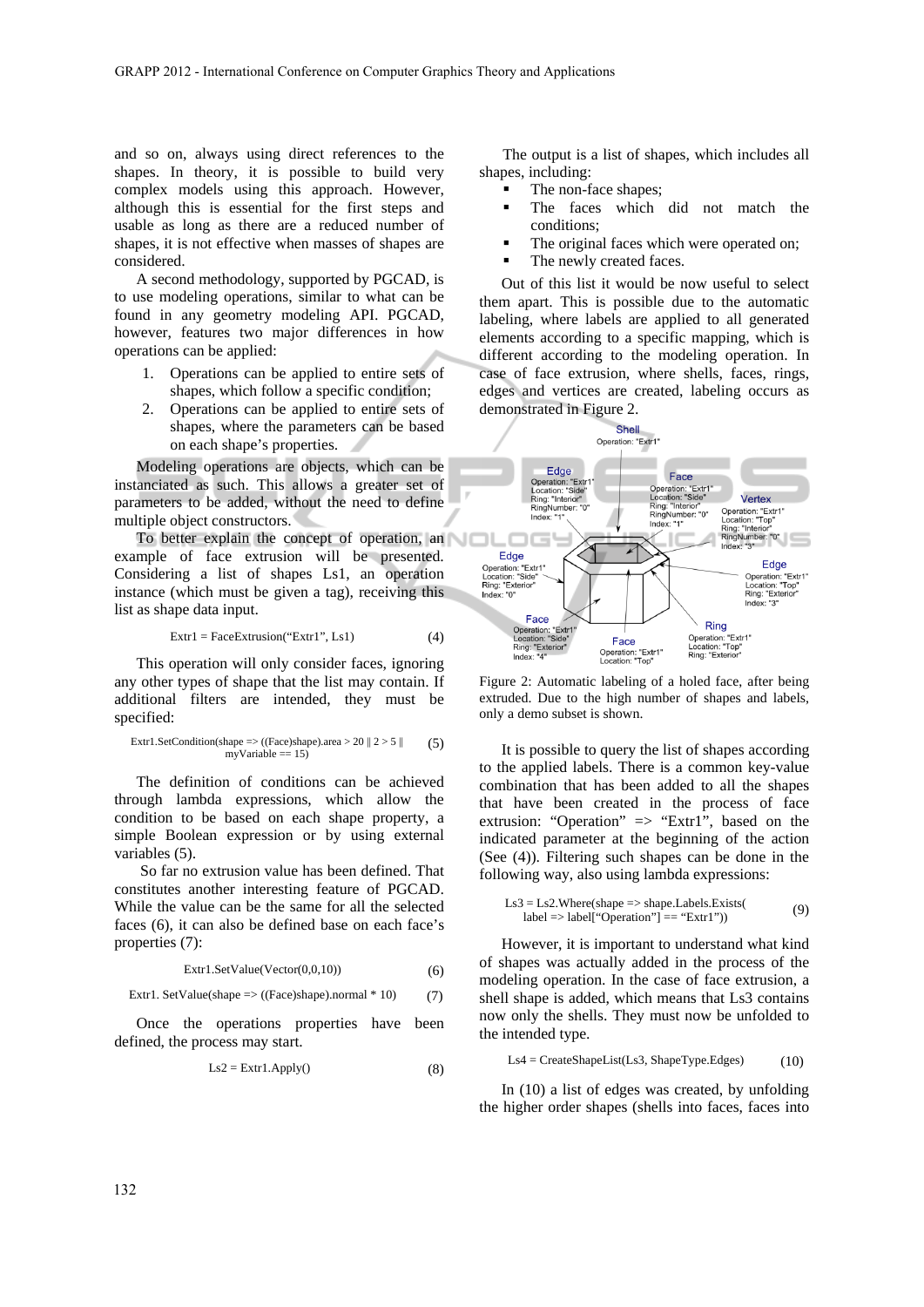and so on, always using direct references to the shapes. In theory, it is possible to build very complex models using this approach. However, although this is essential for the first steps and usable as long as there are a reduced number of shapes, it is not effective when masses of shapes are considered.

A second methodology, supported by PGCAD, is to use modeling operations, similar to what can be found in any geometry modeling API. PGCAD, however, features two major differences in how operations can be applied:

1. Operations can be applied to entire sets of shapes, which follow a specific condition;
2. Operations can be applied to entire sets of shapes, where the parameters can be based on each shape's properties.

Modeling operations are objects, which can be instanciated as such. This allows a greater set of parameters to be added, without the need to define multiple object constructors.

To better explain the concept of operation, an example of face extrusion will be presented. Considering a list of shapes Ls1, an operation instance (which must be given a tag), receiving this list as shape data input.

```
Extr1 = FaceExtrusion("Extr1", Ls1)        (4)
```

This operation will only consider faces, ignoring any other types of shape that the list may contain. If additional filters are intended, they must be specified:

```
Extr1.SetCondition(shape => ((Face)shape).area > 20 || 2 > 5 ||
        myVariable == 15)                  (5)
```

The definition of conditions can be achieved through lambda expressions, which allow the condition to be based on each shape property, a simple Boolean expression or by using external variables (5).

So far no extrusion value has been defined. That constitutes another interesting feature of PGCAD. While the value can be the same for all the selected faces (6), it can also be defined base on each face's properties (7):

```
Extr1.SetValue(Vector(0,0,10))             (6)

Extr1. SetValue(shape => ((Face)shape).normal * 10)     (7)
```

Once the operations properties have been defined, the process may start.

```
Ls2 = Extr1.Apply()                        (8)
```

The output is a list of shapes, which includes all shapes, including:

- The non-face shapes;
- The faces which did not match the conditions;
- The original faces which were operated on;
- The newly created faces.

Out of this list it would be now useful to select them apart. This is possible due to the automatic labeling, where labels are applied to all generated elements according to a specific mapping, which is different according to the modeling operation. In case of face extrusion, where shells, faces, rings, edges and vertices are created, labeling occurs as demonstrated in Figure 2.

Figure 2: Automatic labeling of a holed face, after being extruded. Due to the high number of shapes and labels, only a demo subset is shown.

It is possible to query the list of shapes according to the applied labels. There is a common key-value combination that has been added to all the shapes that have been created in the process of face extrusion: "Operation" => "Extr1", based on the indicated parameter at the beginning of the action (See (4)). Filtering such shapes can be done in the following way, also using lambda expressions:

```
Ls3 = Ls2.Where(shape => shape.Labels.Exists(
      label => label["Operation"] == "Extr1"))     (9)
```

However, it is important to understand what kind of shapes was actually added in the process of the modeling operation. In the case of face extrusion, a shell shape is added, which means that Ls3 contains now only the shells. They must now be unfolded to the intended type.

```
Ls4 = CreateShapeList(Ls3, ShapeType.Edges)        (10)
```

In (10) a list of edges was created, by unfolding the higher order shapes (shells into faces, faces into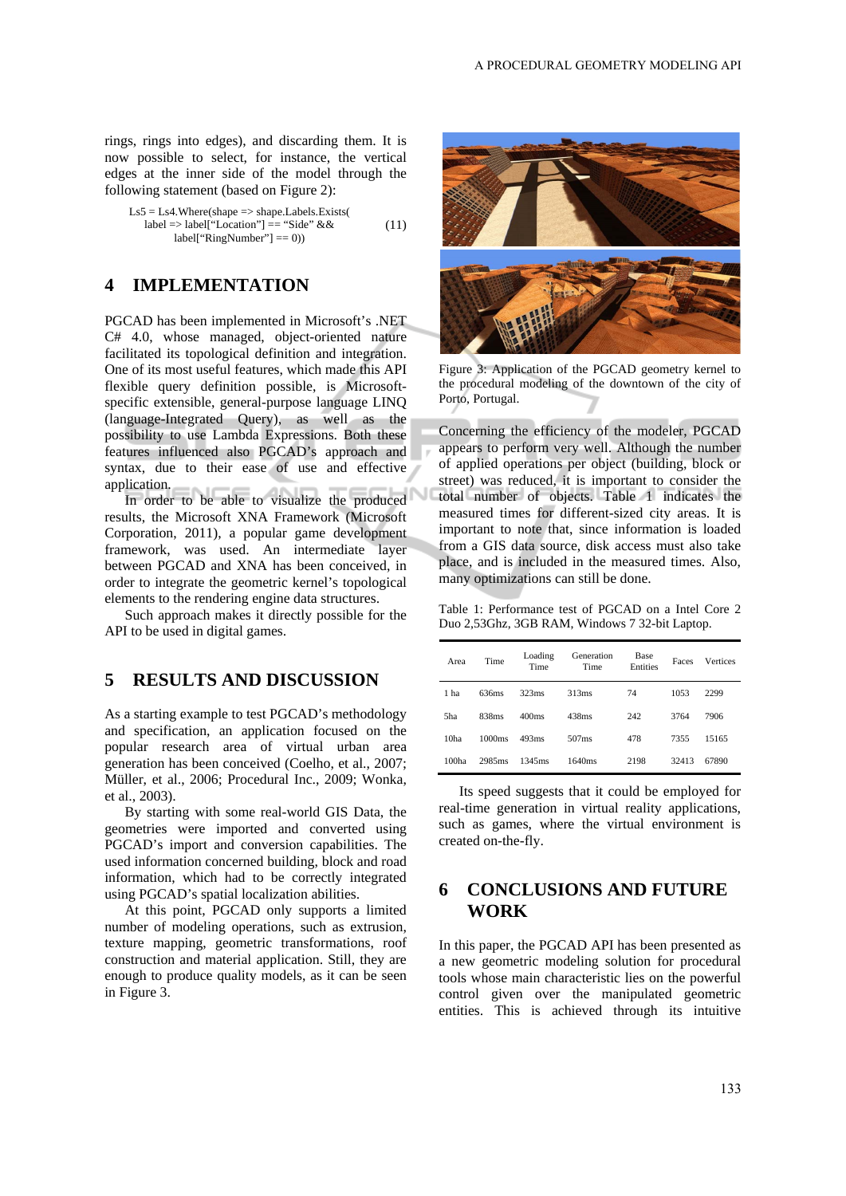rings, rings into edges), and discarding them. It is now possible to select, for instance, the vertical edges at the inner side of the model through the following statement (based on Figure 2):

```
Ls5 = Ls4.Where(shape => shape.Labels.Exists(
    label => label["Location"] == "Side" &&
        label["RingNumber"] == 0))                (11)
```

## 4 IMPLEMENTATION

PGCAD has been implemented in Microsoft's .NET C# 4.0, whose managed, object-oriented nature facilitated its topological definition and integration. One of its most useful features, which made this API flexible query definition possible, is Microsoft-specific extensible, general-purpose language LINQ (language-Integrated Query), as well as the possibility to use Lambda Expressions. Both these features influenced also PGCAD's approach and syntax, due to their ease of use and effective application.

In order to be able to visualize the produced results, the Microsoft XNA Framework (Microsoft Corporation, 2011), a popular game development framework, was used. An intermediate layer between PGCAD and XNA has been conceived, in order to integrate the geometric kernel's topological elements to the rendering engine data structures.

Such approach makes it directly possible for the API to be used in digital games.

## 5 RESULTS AND DISCUSSION

As a starting example to test PGCAD's methodology and specification, an application focused on the popular research area of virtual urban area generation has been conceived (Coelho, et al., 2007; Müller, et al., 2006; Procedural Inc., 2009; Wonka, et al., 2003).

By starting with some real-world GIS Data, the geometries were imported and converted using PGCAD's import and conversion capabilities. The used information concerned building, block and road information, which had to be correctly integrated using PGCAD's spatial localization abilities.

At this point, PGCAD only supports a limited number of modeling operations, such as extrusion, texture mapping, geometric transformations, roof construction and material application. Still, they are enough to produce quality models, as it can be seen in Figure 3.

Figure 3: Application of the PGCAD geometry kernel to the procedural modeling of the downtown of the city of Porto, Portugal.

Concerning the efficiency of the modeler, PGCAD appears to perform very well. Although the number of applied operations per object (building, block or street) was reduced, it is important to consider the total number of objects. Table 1 indicates the measured times for different-sized city areas. It is important to note that, since information is loaded from a GIS data source, disk access must also take place, and is included in the measured times. Also, many optimizations can still be done.

Table 1: Performance test of PGCAD on a Intel Core 2 Duo 2,53Ghz, 3GB RAM, Windows 7 32-bit Laptop.

| Area | Time | Loading Time | Generation Time | Base Entities | Faces | Vertices |
|---|---|---|---|---|---|---|
| 1 ha | 636ms | 323ms | 313ms | 74 | 1053 | 2299 |
| 5ha | 838ms | 400ms | 438ms | 242 | 3764 | 7906 |
| 10ha | 1000ms | 493ms | 507ms | 478 | 7355 | 15165 |
| 100ha | 2985ms | 1345ms | 1640ms | 2198 | 32413 | 67890 |

Its speed suggests that it could be employed for real-time generation in virtual reality applications, such as games, where the virtual environment is created on-the-fly.

## 6 CONCLUSIONS AND FUTURE WORK

In this paper, the PGCAD API has been presented as a new geometric modeling solution for procedural tools whose main characteristic lies on the powerful control given over the manipulated geometric entities. This is achieved through its intuitive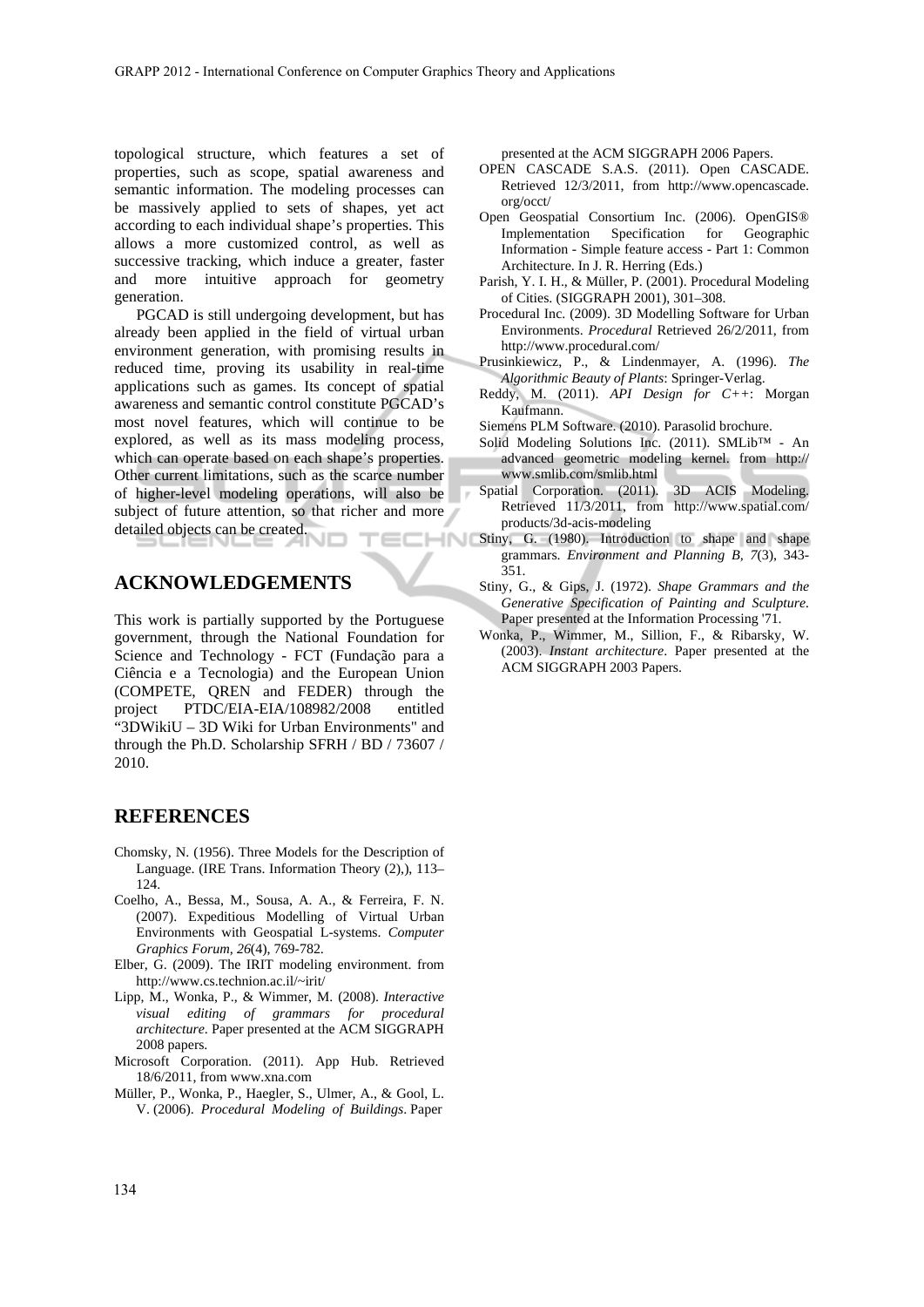topological structure, which features a set of properties, such as scope, spatial awareness and semantic information. The modeling processes can be massively applied to sets of shapes, yet act according to each individual shape's properties. This allows a more customized control, as well as successive tracking, which induce a greater, faster and more intuitive approach for geometry generation.

PGCAD is still undergoing development, but has already been applied in the field of virtual urban environment generation, with promising results in reduced time, proving its usability in real-time applications such as games. Its concept of spatial awareness and semantic control constitute PGCAD's most novel features, which will continue to be explored, as well as its mass modeling process, which can operate based on each shape's properties. Other current limitations, such as the scarce number of higher-level modeling operations, will also be subject of future attention, so that richer and more detailed objects can be created.

## ACKNOWLEDGEMENTS

This work is partially supported by the Portuguese government, through the National Foundation for Science and Technology - FCT (Fundação para a Ciência e a Tecnologia) and the European Union (COMPETE, QREN and FEDER) through the project PTDC/EIA-EIA/108982/2008 entitled "3DWikiU – 3D Wiki for Urban Environments" and through the Ph.D. Scholarship SFRH / BD / 73607 / 2010.

## REFERENCES

Chomsky, N. (1956). Three Models for the Description of Language. (IRE Trans. Information Theory (2),), 113–124.

Coelho, A., Bessa, M., Sousa, A. A., & Ferreira, F. N. (2007). Expeditious Modelling of Virtual Urban Environments with Geospatial L-systems. *Computer Graphics Forum, 26*(4), 769-782.

Elber, G. (2009). The IRIT modeling environment. from http://www.cs.technion.ac.il/~irit/

Lipp, M., Wonka, P., & Wimmer, M. (2008). *Interactive visual editing of grammars for procedural architecture*. Paper presented at the ACM SIGGRAPH 2008 papers.

Microsoft Corporation. (2011). App Hub. Retrieved 18/6/2011, from www.xna.com

Müller, P., Wonka, P., Haegler, S., Ulmer, A., & Gool, L. V. (2006). *Procedural Modeling of Buildings*. Paper presented at the ACM SIGGRAPH 2006 Papers.

OPEN CASCADE S.A.S. (2011). Open CASCADE. Retrieved 12/3/2011, from http://www.opencascade.org/occt/

Open Geospatial Consortium Inc. (2006). OpenGIS® Implementation Specification for Geographic Information - Simple feature access - Part 1: Common Architecture. In J. R. Herring (Eds.)

Parish, Y. I. H., & Müller, P. (2001). Procedural Modeling of Cities. (SIGGRAPH 2001), 301–308.

Procedural Inc. (2009). 3D Modelling Software for Urban Environments. *Procedural* Retrieved 26/2/2011, from http://www.procedural.com/

Prusinkiewicz, P., & Lindenmayer, A. (1996). *The Algorithmic Beauty of Plants*: Springer-Verlag.

Reddy, M. (2011). *API Design for C++*: Morgan Kaufmann.

Siemens PLM Software. (2010). Parasolid brochure.

Solid Modeling Solutions Inc. (2011). SMLib™ - An advanced geometric modeling kernel. from http://www.smlib.com/smlib.html

Spatial Corporation. (2011). 3D ACIS Modeling. Retrieved 11/3/2011, from http://www.spatial.com/products/3d-acis-modeling

Stiny, G. (1980). Introduction to shape and shape grammars. *Environment and Planning B, 7*(3), 343-351.

Stiny, G., & Gips, J. (1972). *Shape Grammars and the Generative Specification of Painting and Sculpture*. Paper presented at the Information Processing '71.

Wonka, P., Wimmer, M., Sillion, F., & Ribarsky, W. (2003). *Instant architecture*. Paper presented at the ACM SIGGRAPH 2003 Papers.